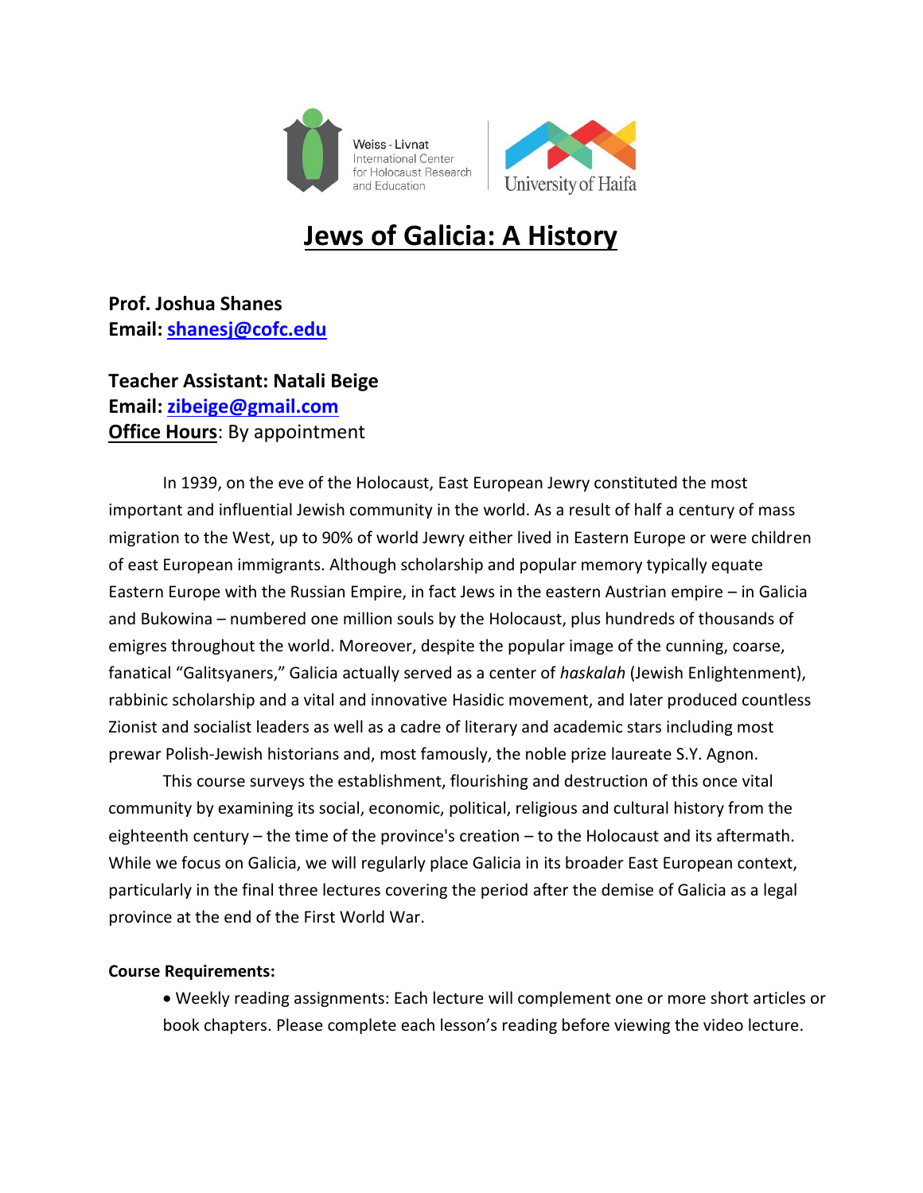Weiss - Livnat International Center for Holocaust Research and Education

University of Haifa

# Jews of Galicia: A History

**Prof. Joshua Shanes**
**Email: shanesj@cofc.edu**

**Teacher Assistant: Natali Beige**
**Email: zibeige@gmail.com**
**Office Hours**: By appointment

In 1939, on the eve of the Holocaust, East European Jewry constituted the most important and influential Jewish community in the world. As a result of half a century of mass migration to the West, up to 90% of world Jewry either lived in Eastern Europe or were children of east European immigrants. Although scholarship and popular memory typically equate Eastern Europe with the Russian Empire, in fact Jews in the eastern Austrian empire – in Galicia and Bukowina – numbered one million souls by the Holocaust, plus hundreds of thousands of emigres throughout the world. Moreover, despite the popular image of the cunning, coarse, fanatical "Galitsyaners," Galicia actually served as a center of *haskalah* (Jewish Enlightenment), rabbinic scholarship and a vital and innovative Hasidic movement, and later produced countless Zionist and socialist leaders as well as a cadre of literary and academic stars including most prewar Polish-Jewish historians and, most famously, the noble prize laureate S.Y. Agnon.

This course surveys the establishment, flourishing and destruction of this once vital community by examining its social, economic, political, religious and cultural history from the eighteenth century – the time of the province's creation – to the Holocaust and its aftermath. While we focus on Galicia, we will regularly place Galicia in its broader East European context, particularly in the final three lectures covering the period after the demise of Galicia as a legal province at the end of the First World War.

**Course Requirements:**

- Weekly reading assignments: Each lecture will complement one or more short articles or book chapters. Please complete each lesson's reading before viewing the video lecture.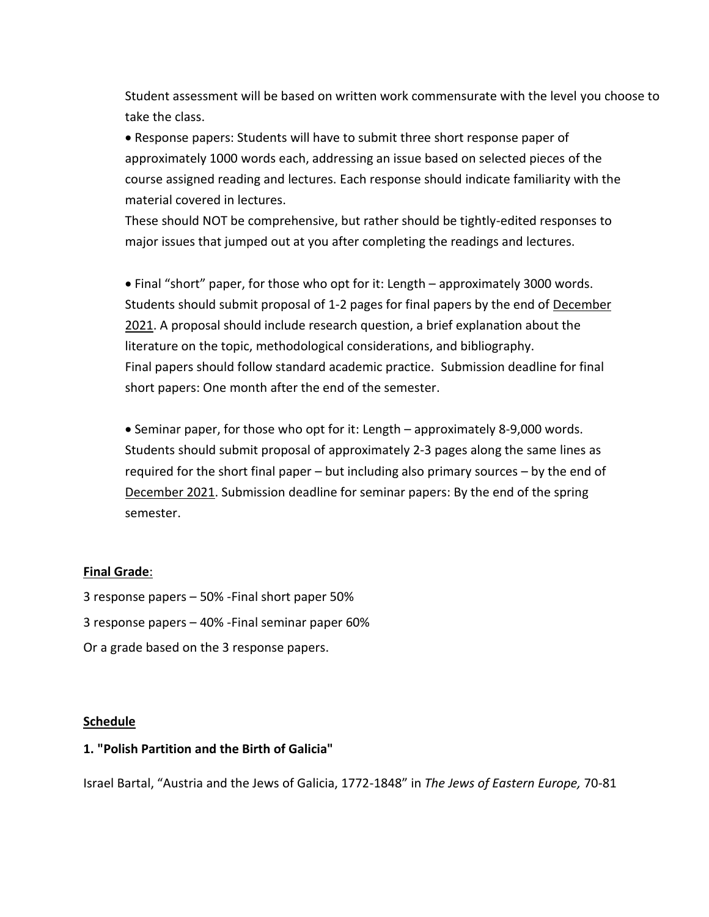Student assessment will be based on written work commensurate with the level you choose to take the class.

- Response papers: Students will have to submit three short response paper of approximately 1000 words each, addressing an issue based on selected pieces of the course assigned reading and lectures. Each response should indicate familiarity with the material covered in lectures.
These should NOT be comprehensive, but rather should be tightly-edited responses to major issues that jumped out at you after completing the readings and lectures.

- Final "short" paper, for those who opt for it: Length – approximately 3000 words. Students should submit proposal of 1-2 pages for final papers by the end of December 2021. A proposal should include research question, a brief explanation about the literature on the topic, methodological considerations, and bibliography.
Final papers should follow standard academic practice. Submission deadline for final short papers: One month after the end of the semester.

- Seminar paper, for those who opt for it: Length – approximately 8-9,000 words. Students should submit proposal of approximately 2-3 pages along the same lines as required for the short final paper – but including also primary sources – by the end of December 2021. Submission deadline for seminar papers: By the end of the spring semester.

**Final Grade**:

3 response papers – 50% -Final short paper 50%

3 response papers – 40% -Final seminar paper 60%

Or a grade based on the 3 response papers.

**Schedule**

**1. "Polish Partition and the Birth of Galicia"**

Israel Bartal, "Austria and the Jews of Galicia, 1772-1848" in *The Jews of Eastern Europe,* 70-81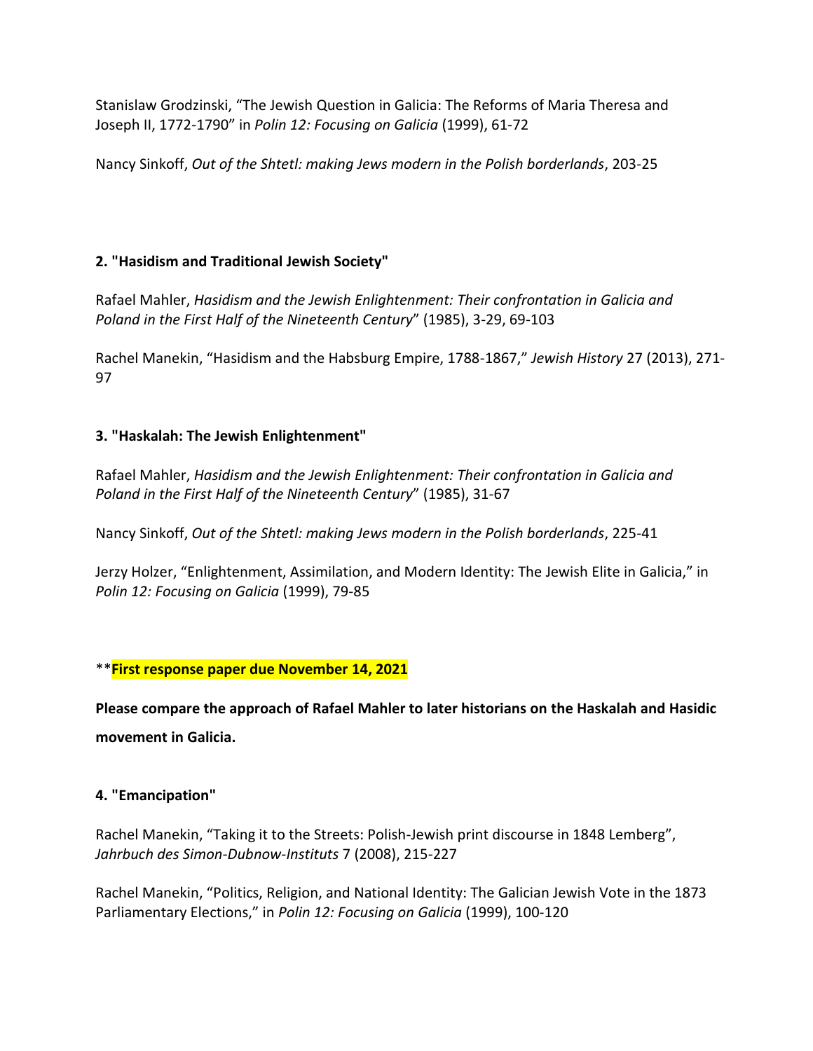Stanislaw Grodzinski, "The Jewish Question in Galicia: The Reforms of Maria Theresa and Joseph II, 1772-1790" in *Polin 12: Focusing on Galicia* (1999), 61-72

Nancy Sinkoff, *Out of the Shtetl: making Jews modern in the Polish borderlands*, 203-25

**2. "Hasidism and Traditional Jewish Society"**

Rafael Mahler, *Hasidism and the Jewish Enlightenment: Their confrontation in Galicia and Poland in the First Half of the Nineteenth Century*" (1985), 3-29, 69-103

Rachel Manekin, "Hasidism and the Habsburg Empire, 1788-1867," *Jewish History* 27 (2013), 271-97

**3. "Haskalah: The Jewish Enlightenment"**

Rafael Mahler, *Hasidism and the Jewish Enlightenment: Their confrontation in Galicia and Poland in the First Half of the Nineteenth Century*" (1985), 31-67

Nancy Sinkoff, *Out of the Shtetl: making Jews modern in the Polish borderlands*, 225-41

Jerzy Holzer, "Enlightenment, Assimilation, and Modern Identity: The Jewish Elite in Galicia," in *Polin 12: Focusing on Galicia* (1999), 79-85

**First response paper due November 14, 2021**

**Please compare the approach of Rafael Mahler to later historians on the Haskalah and Hasidic movement in Galicia.**

**4. "Emancipation"**

Rachel Manekin, "Taking it to the Streets: Polish-Jewish print discourse in 1848 Lemberg", *Jahrbuch des Simon-Dubnow-Instituts* 7 (2008), 215-227

Rachel Manekin, "Politics, Religion, and National Identity: The Galician Jewish Vote in the 1873 Parliamentary Elections," in *Polin 12: Focusing on Galicia* (1999), 100-120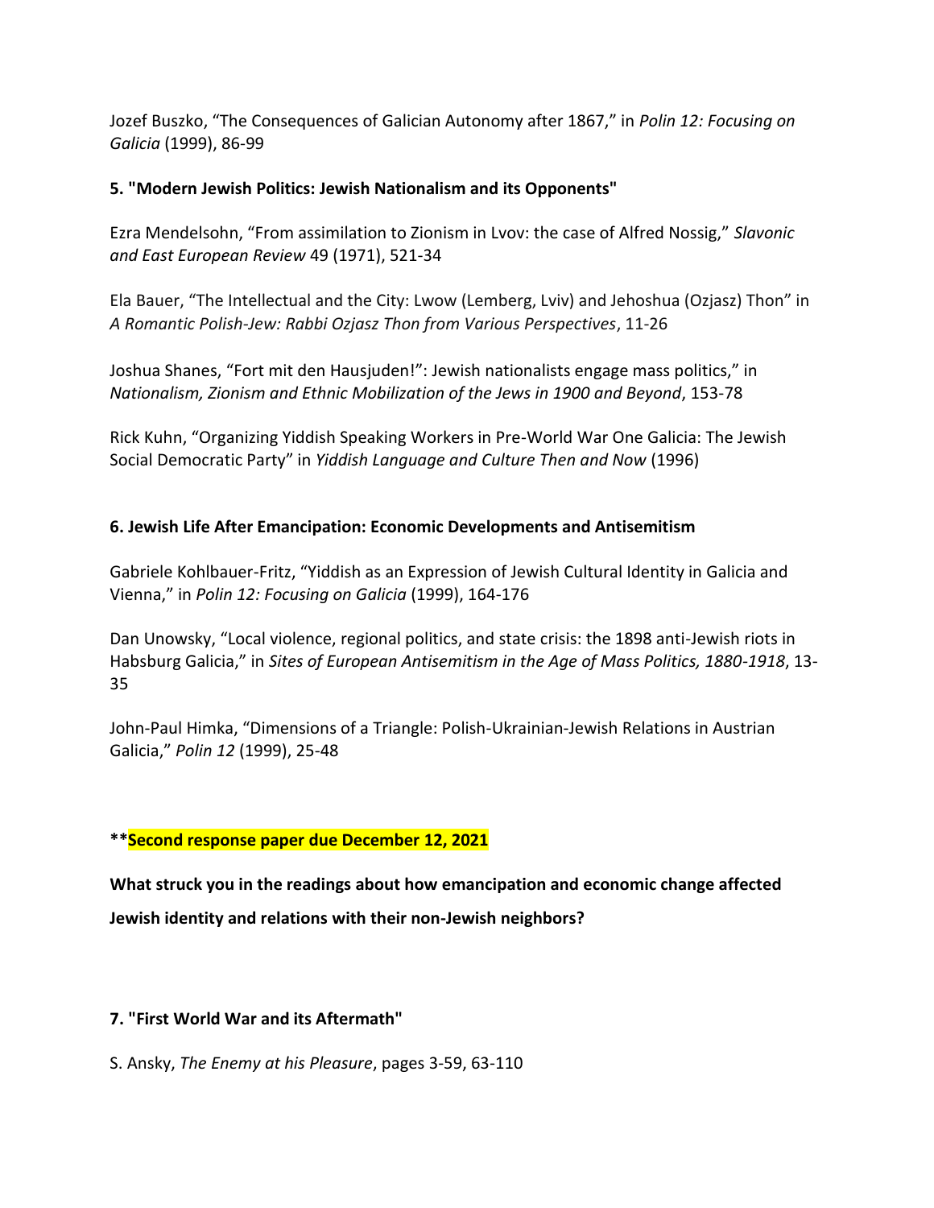Jozef Buszko, “The Consequences of Galician Autonomy after 1867,” in *Polin 12: Focusing on Galicia* (1999), 86-99

**5. "Modern Jewish Politics: Jewish Nationalism and its Opponents"**

Ezra Mendelsohn, “From assimilation to Zionism in Lvov: the case of Alfred Nossig,” *Slavonic and East European Review* 49 (1971), 521-34

Ela Bauer, “The Intellectual and the City: Lwow (Lemberg, Lviv) and Jehoshua (Ozjasz) Thon” in *A Romantic Polish-Jew: Rabbi Ozjasz Thon from Various Perspectives*, 11-26

Joshua Shanes, “Fort mit den Hausjuden!”: Jewish nationalists engage mass politics,” in *Nationalism, Zionism and Ethnic Mobilization of the Jews in 1900 and Beyond*, 153-78

Rick Kuhn, “Organizing Yiddish Speaking Workers in Pre-World War One Galicia: The Jewish Social Democratic Party” in *Yiddish Language and Culture Then and Now* (1996)

**6. Jewish Life After Emancipation: Economic Developments and Antisemitism**

Gabriele Kohlbauer-Fritz, “Yiddish as an Expression of Jewish Cultural Identity in Galicia and Vienna,” in *Polin 12: Focusing on Galicia* (1999), 164-176

Dan Unowsky, “Local violence, regional politics, and state crisis: the 1898 anti-Jewish riots in Habsburg Galicia,” in *Sites of European Antisemitism in the Age of Mass Politics, 1880-1918*, 13-35

John-Paul Himka, “Dimensions of a Triangle: Polish-Ukrainian-Jewish Relations in Austrian Galicia,” *Polin 12* (1999), 25-48

**\*\*Second response paper due December 12, 2021**

**What struck you in the readings about how emancipation and economic change affected Jewish identity and relations with their non-Jewish neighbors?**

**7. "First World War and its Aftermath"**

S. Ansky, *The Enemy at his Pleasure*, pages 3-59, 63-110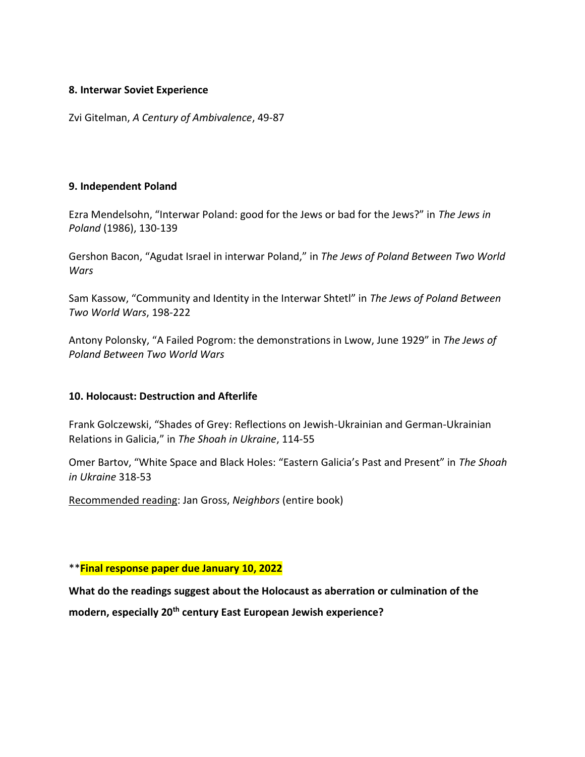**8. Interwar Soviet Experience**

Zvi Gitelman, *A Century of Ambivalence*, 49-87

**9. Independent Poland**

Ezra Mendelsohn, "Interwar Poland: good for the Jews or bad for the Jews?" in *The Jews in Poland* (1986), 130-139

Gershon Bacon, "Agudat Israel in interwar Poland," in *The Jews of Poland Between Two World Wars*

Sam Kassow, "Community and Identity in the Interwar Shtetl" in *The Jews of Poland Between Two World Wars*, 198-222

Antony Polonsky, "A Failed Pogrom: the demonstrations in Lwow, June 1929" in *The Jews of Poland Between Two World Wars*

**10. Holocaust: Destruction and Afterlife**

Frank Golczewski, "Shades of Grey: Reflections on Jewish-Ukrainian and German-Ukrainian Relations in Galicia," in *The Shoah in Ukraine*, 114-55

Omer Bartov, "White Space and Black Holes: "Eastern Galicia's Past and Present" in *The Shoah in Ukraine* 318-53

Recommended reading: Jan Gross, *Neighbors* (entire book)

**Final response paper due January 10, 2022**

**What do the readings suggest about the Holocaust as aberration or culmination of the modern, especially 20th century East European Jewish experience?**